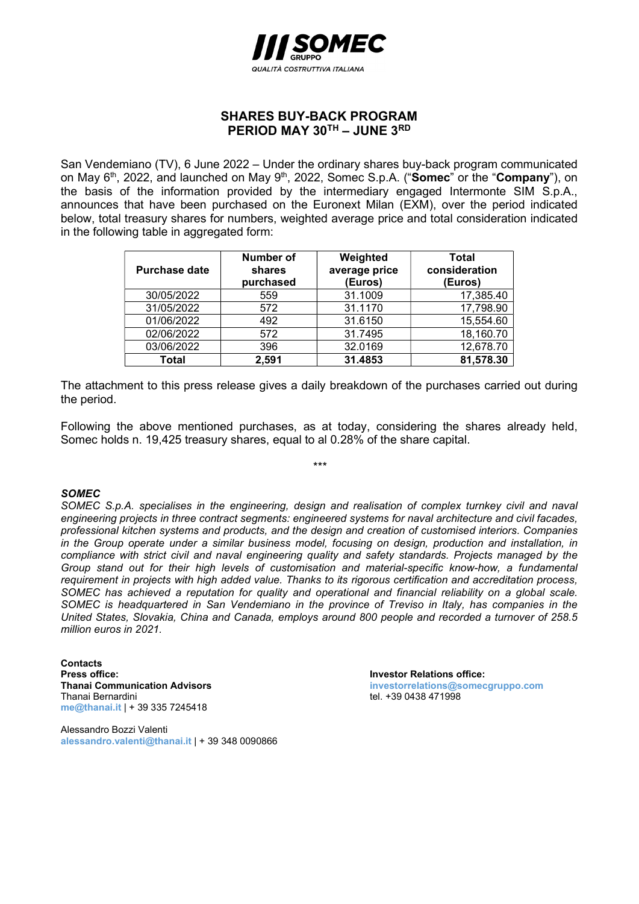# SHARES BUY-BACK PROGRAM
## PERIOD MAY 30TH – JUNE 3RD

San Vendemiano (TV), 6 June 2022 – Under the ordinary shares buy-back program communicated on May 6th, 2022, and launched on May 9th, 2022, Somec S.p.A. ("**Somec**" or the "**Company**"), on the basis of the information provided by the intermediary engaged Intermonte SIM S.p.A., announces that have been purchased on the Euronext Milan (EXM), over the period indicated below, total treasury shares for numbers, weighted average price and total consideration indicated in the following table in aggregated form:

| Purchase date | Number of shares purchased | Weighted average price (Euros) | Total consideration (Euros) |
|---|---|---|---|
| 30/05/2022 | 559 | 31.1009 | 17,385.40 |
| 31/05/2022 | 572 | 31.1170 | 17,798.90 |
| 01/06/2022 | 492 | 31.6150 | 15,554.60 |
| 02/06/2022 | 572 | 31.7495 | 18,160.70 |
| 03/06/2022 | 396 | 32.0169 | 12,678.70 |
| **Total** | **2,591** | **31.4853** | **81,578.30** |

The attachment to this press release gives a daily breakdown of the purchases carried out during the period.

Following the above mentioned purchases, as at today, considering the shares already held, Somec holds n. 19,425 treasury shares, equal to al 0.28% of the share capital.

\*\*\*

***SOMEC***

*SOMEC S.p.A. specialises in the engineering, design and realisation of complex turnkey civil and naval engineering projects in three contract segments: engineered systems for naval architecture and civil facades, professional kitchen systems and products, and the design and creation of customised interiors. Companies in the Group operate under a similar business model, focusing on design, production and installation, in compliance with strict civil and naval engineering quality and safety standards. Projects managed by the Group stand out for their high levels of customisation and material-specific know-how, a fundamental requirement in projects with high added value. Thanks to its rigorous certification and accreditation process, SOMEC has achieved a reputation for quality and operational and financial reliability on a global scale. SOMEC is headquartered in San Vendemiano in the province of Treviso in Italy, has companies in the United States, Slovakia, China and Canada, employs around 800 people and recorded a turnover of 258.5 million euros in 2021.*

**Contacts**
**Press office:**
**Thanai Communication Advisors**
Thanai Bernardini
me@thanai.it | + 39 335 7245418

Alessandro Bozzi Valenti
alessandro.valenti@thanai.it | + 39 348 0090866

**Investor Relations office:**
investorrelations@somecgruppo.com
tel. +39 0438 471998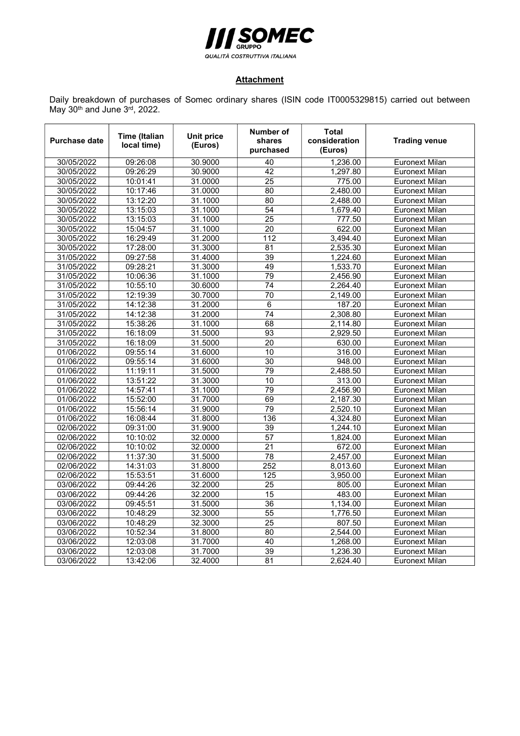## Attachment

Daily breakdown of purchases of Somec ordinary shares (ISIN code IT0005329815) carried out between May 30th and June 3rd, 2022.

| Purchase date | Time (Italian local time) | Unit price (Euros) | Number of shares purchased | Total consideration (Euros) | Trading venue |
|---|---|---|---|---|---|
| 30/05/2022 | 09:26:08 | 30.9000 | 40 | 1,236.00 | Euronext Milan |
| 30/05/2022 | 09:26:29 | 30.9000 | 42 | 1,297.80 | Euronext Milan |
| 30/05/2022 | 10:01:41 | 31.0000 | 25 | 775.00 | Euronext Milan |
| 30/05/2022 | 10:17:46 | 31.0000 | 80 | 2,480.00 | Euronext Milan |
| 30/05/2022 | 13:12:20 | 31.1000 | 80 | 2,488.00 | Euronext Milan |
| 30/05/2022 | 13:15:03 | 31.1000 | 54 | 1,679.40 | Euronext Milan |
| 30/05/2022 | 13:15:03 | 31.1000 | 25 | 777.50 | Euronext Milan |
| 30/05/2022 | 15:04:57 | 31.1000 | 20 | 622.00 | Euronext Milan |
| 30/05/2022 | 16:29:49 | 31.2000 | 112 | 3,494.40 | Euronext Milan |
| 30/05/2022 | 17:28:00 | 31.3000 | 81 | 2,535.30 | Euronext Milan |
| 31/05/2022 | 09:27:58 | 31.4000 | 39 | 1,224.60 | Euronext Milan |
| 31/05/2022 | 09:28:21 | 31.3000 | 49 | 1,533.70 | Euronext Milan |
| 31/05/2022 | 10:06:36 | 31.1000 | 79 | 2,456.90 | Euronext Milan |
| 31/05/2022 | 10:55:10 | 30.6000 | 74 | 2,264.40 | Euronext Milan |
| 31/05/2022 | 12:19:39 | 30.7000 | 70 | 2,149.00 | Euronext Milan |
| 31/05/2022 | 14:12:38 | 31.2000 | 6 | 187.20 | Euronext Milan |
| 31/05/2022 | 14:12:38 | 31.2000 | 74 | 2,308.80 | Euronext Milan |
| 31/05/2022 | 15:38:26 | 31.1000 | 68 | 2,114.80 | Euronext Milan |
| 31/05/2022 | 16:18:09 | 31.5000 | 93 | 2,929.50 | Euronext Milan |
| 31/05/2022 | 16:18:09 | 31.5000 | 20 | 630.00 | Euronext Milan |
| 01/06/2022 | 09:55:14 | 31.6000 | 10 | 316.00 | Euronext Milan |
| 01/06/2022 | 09:55:14 | 31.6000 | 30 | 948.00 | Euronext Milan |
| 01/06/2022 | 11:19:11 | 31.5000 | 79 | 2,488.50 | Euronext Milan |
| 01/06/2022 | 13:51:22 | 31.3000 | 10 | 313.00 | Euronext Milan |
| 01/06/2022 | 14:57:41 | 31.1000 | 79 | 2,456.90 | Euronext Milan |
| 01/06/2022 | 15:52:00 | 31.7000 | 69 | 2,187.30 | Euronext Milan |
| 01/06/2022 | 15:56:14 | 31.9000 | 79 | 2,520.10 | Euronext Milan |
| 01/06/2022 | 16:08:44 | 31.8000 | 136 | 4,324.80 | Euronext Milan |
| 02/06/2022 | 09:31:00 | 31.9000 | 39 | 1,244.10 | Euronext Milan |
| 02/06/2022 | 10:10:02 | 32.0000 | 57 | 1,824.00 | Euronext Milan |
| 02/06/2022 | 10:10:02 | 32.0000 | 21 | 672.00 | Euronext Milan |
| 02/06/2022 | 11:37:30 | 31.5000 | 78 | 2,457.00 | Euronext Milan |
| 02/06/2022 | 14:31:03 | 31.8000 | 252 | 8,013.60 | Euronext Milan |
| 02/06/2022 | 15:53:51 | 31.6000 | 125 | 3,950.00 | Euronext Milan |
| 03/06/2022 | 09:44:26 | 32.2000 | 25 | 805.00 | Euronext Milan |
| 03/06/2022 | 09:44:26 | 32.2000 | 15 | 483.00 | Euronext Milan |
| 03/06/2022 | 09:45:51 | 31.5000 | 36 | 1,134.00 | Euronext Milan |
| 03/06/2022 | 10:48:29 | 32.3000 | 55 | 1,776.50 | Euronext Milan |
| 03/06/2022 | 10:48:29 | 32.3000 | 25 | 807.50 | Euronext Milan |
| 03/06/2022 | 10:52:34 | 31.8000 | 80 | 2,544.00 | Euronext Milan |
| 03/06/2022 | 12:03:08 | 31.7000 | 40 | 1,268.00 | Euronext Milan |
| 03/06/2022 | 12:03:08 | 31.7000 | 39 | 1,236.30 | Euronext Milan |
| 03/06/2022 | 13:42:06 | 32.4000 | 81 | 2,624.40 | Euronext Milan |